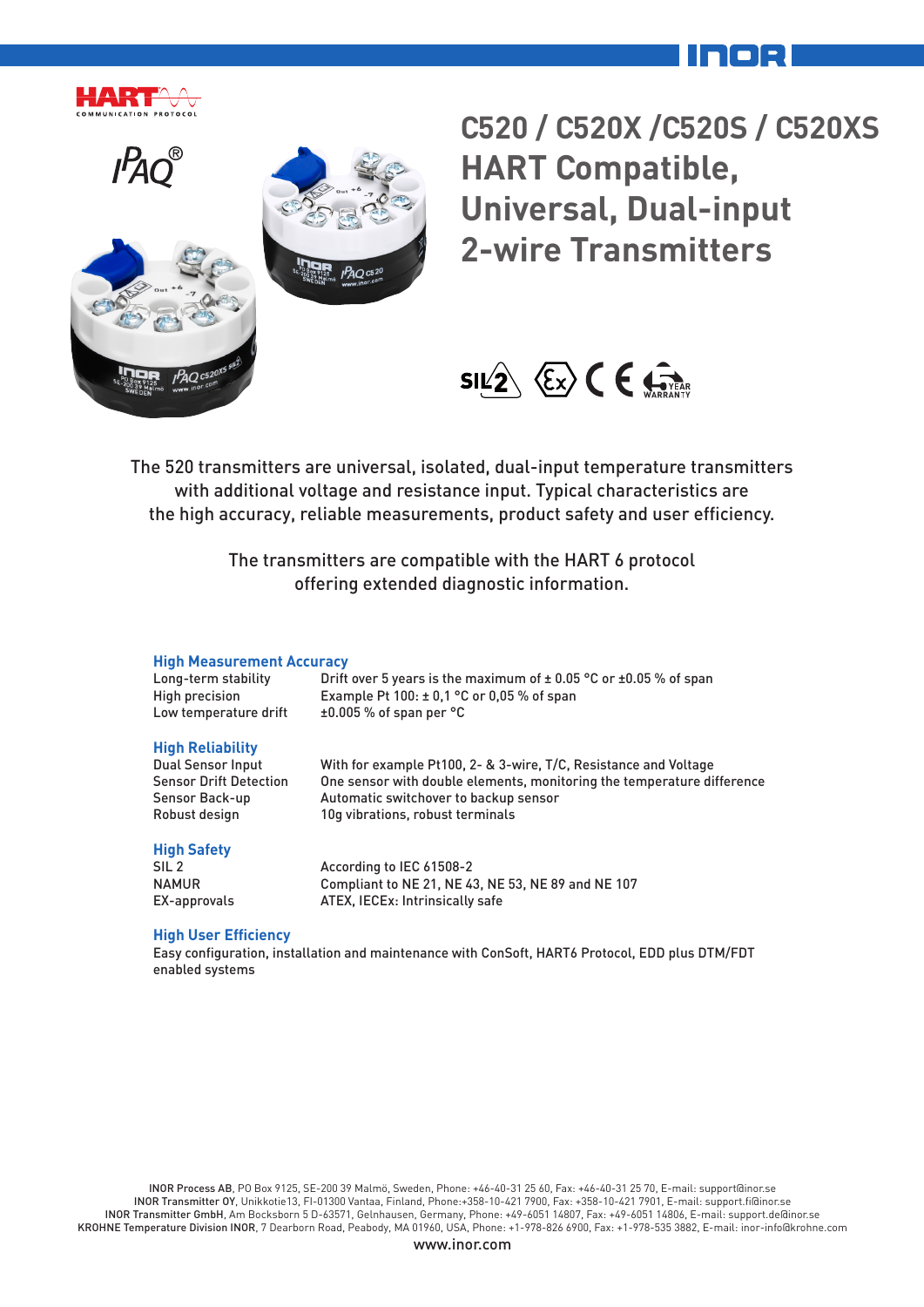# C520 / C520X /C520S / C520XS HART Compatible, Universal, Dual-input 2-wire Transmitters

The 520 transmitters are universal, isolated, dual-input temperature transmitters with additional voltage and resistance input. Typical characteristics are the high accuracy, reliable measurements, product safety and user efficiency.

The transmitters are compatible with the HART 6 protocol offering extended diagnostic information.

### High Measurement Accuracy

| | |
|---|---|
| Long-term stability | Drift over 5 years is the maximum of ± 0.05 °C or ±0.05 % of span |
| High precision | Example Pt 100: ± 0,1 °C or 0,05 % of span |
| Low temperature drift | ±0.005 % of span per °C |

### High Reliability

| | |
|---|---|
| Dual Sensor Input | With for example Pt100, 2- & 3-wire, T/C, Resistance and Voltage |
| Sensor Drift Detection | One sensor with double elements, monitoring the temperature difference |
| Sensor Back-up | Automatic switchover to backup sensor |
| Robust design | 10g vibrations, robust terminals |

### High Safety

| | |
|---|---|
| SIL 2 | According to IEC 61508-2 |
| NAMUR | Compliant to NE 21, NE 43, NE 53, NE 89 and NE 107 |
| EX-approvals | ATEX, IECEx: Intrinsically safe |

### High User Efficiency

Easy configuration, installation and maintenance with ConSoft, HART6 Protocol, EDD plus DTM/FDT enabled systems

**INOR Process AB**, PO Box 9125, SE-200 39 Malmö, Sweden, Phone: +46-40-31 25 60, Fax: +46-40-31 25 70, E-mail: support@inor.se
**INOR Transmitter OY**, Unikkotie13, FI-01300 Vantaa, Finland, Phone:+358-10-421 7900, Fax: +358-10-421 7901, E-mail: support.fi@inor.se
**INOR Transmitter GmbH**, Am Bocksborn 5 D-63571, Gelnhausen, Germany, Phone: +49-6051 14807, Fax: +49-6051 14806, E-mail: support.de@inor.se
**KROHNE Temperature Division INOR**, 7 Dearborn Road, Peabody, MA 01960, USA, Phone: +1-978-826 6900, Fax: +1-978-535 3882, E-mail: inor-info@krohne.com
www.inor.com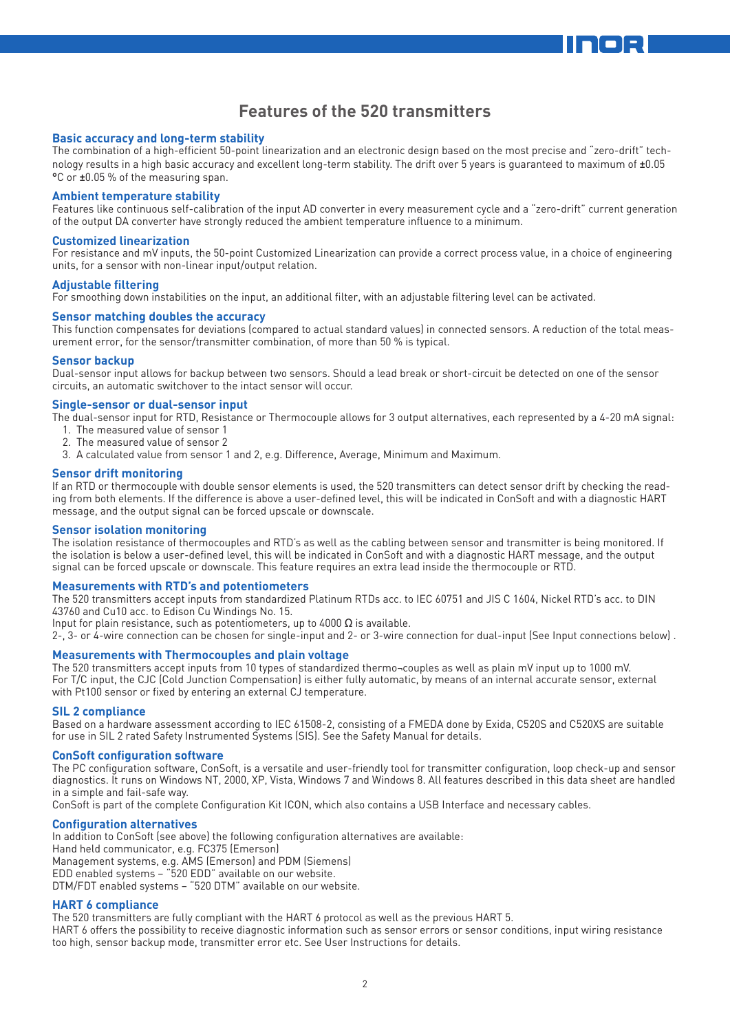# Features of the 520 transmitters

## Basic accuracy and long-term stability

The combination of a high-efficient 50-point linearization and an electronic design based on the most precise and "zero-drift" technology results in a high basic accuracy and excellent long-term stability. The drift over 5 years is guaranteed to maximum of ±0.05 °C or ±0.05 % of the measuring span.

## Ambient temperature stability

Features like continuous self-calibration of the input AD converter in every measurement cycle and a "zero-drift" current generation of the output DA converter have strongly reduced the ambient temperature influence to a minimum.

## Customized linearization

For resistance and mV inputs, the 50-point Customized Linearization can provide a correct process value, in a choice of engineering units, for a sensor with non-linear input/output relation.

## Adjustable filtering

For smoothing down instabilities on the input, an additional filter, with an adjustable filtering level can be activated.

## Sensor matching doubles the accuracy

This function compensates for deviations (compared to actual standard values) in connected sensors. A reduction of the total measurement error, for the sensor/transmitter combination, of more than 50 % is typical.

## Sensor backup

Dual-sensor input allows for backup between two sensors. Should a lead break or short-circuit be detected on one of the sensor circuits, an automatic switchover to the intact sensor will occur.

## Single-sensor or dual-sensor input

The dual-sensor input for RTD, Resistance or Thermocouple allows for 3 output alternatives, each represented by a 4-20 mA signal:

1. The measured value of sensor 1
2. The measured value of sensor 2
3. A calculated value from sensor 1 and 2, e.g. Difference, Average, Minimum and Maximum.

## Sensor drift monitoring

If an RTD or thermocouple with double sensor elements is used, the 520 transmitters can detect sensor drift by checking the reading from both elements. If the difference is above a user-defined level, this will be indicated in ConSoft and with a diagnostic HART message, and the output signal can be forced upscale or downscale.

## Sensor isolation monitoring

The isolation resistance of thermocouples and RTD's as well as the cabling between sensor and transmitter is being monitored. If the isolation is below a user-defined level, this will be indicated in ConSoft and with a diagnostic HART message, and the output signal can be forced upscale or downscale. This feature requires an extra lead inside the thermocouple or RTD.

## Measurements with RTD's and potentiometers

The 520 transmitters accept inputs from standardized Platinum RTDs acc. to IEC 60751 and JIS C 1604, Nickel RTD's acc. to DIN 43760 and Cu10 acc. to Edison Cu Windings No. 15.
Input for plain resistance, such as potentiometers, up to 4000 Ω is available.
2-, 3- or 4-wire connection can be chosen for single-input and 2- or 3-wire connection for dual-input (See Input connections below) .

## Measurements with Thermocouples and plain voltage

The 520 transmitters accept inputs from 10 types of standardized thermo¬couples as well as plain mV input up to 1000 mV.
For T/C input, the CJC (Cold Junction Compensation) is either fully automatic, by means of an internal accurate sensor, external with Pt100 sensor or fixed by entering an external CJ temperature.

## SIL 2 compliance

Based on a hardware assessment according to IEC 61508-2, consisting of a FMEDA done by Exida, C520S and C520XS are suitable for use in SIL 2 rated Safety Instrumented Systems (SIS). See the Safety Manual for details.

## ConSoft configuration software

The PC configuration software, ConSoft, is a versatile and user-friendly tool for transmitter configuration, loop check-up and sensor diagnostics. It runs on Windows NT, 2000, XP, Vista, Windows 7 and Windows 8. All features described in this data sheet are handled in a simple and fail-safe way.
ConSoft is part of the complete Configuration Kit ICON, which also contains a USB Interface and necessary cables.

## Configuration alternatives

In addition to ConSoft (see above) the following configuration alternatives are available:
Hand held communicator, e.g. FC375 (Emerson)
Management systems, e.g. AMS (Emerson) and PDM (Siemens)
EDD enabled systems – "520 EDD" available on our website.
DTM/FDT enabled systems – "520 DTM" available on our website.

## HART 6 compliance

The 520 transmitters are fully compliant with the HART 6 protocol as well as the previous HART 5.
HART 6 offers the possibility to receive diagnostic information such as sensor errors or sensor conditions, input wiring resistance too high, sensor backup mode, transmitter error etc. See User Instructions for details.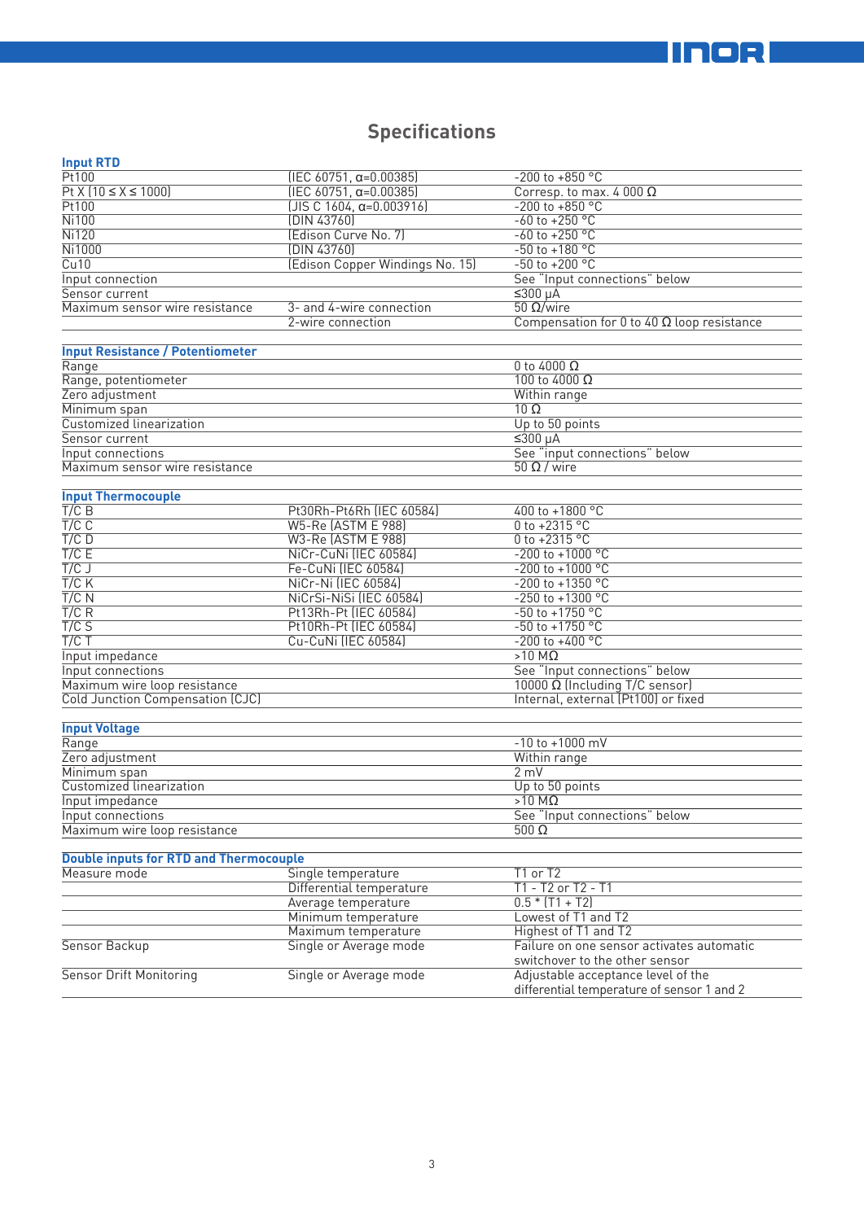# Specifications

### Input RTD

| | | |
|---|---|---|
| Pt100 | (IEC 60751, α=0.00385) | -200 to +850 °C |
| Pt X (10 ≤ X ≤ 1000) | (IEC 60751, α=0.00385) | Corresp. to max. 4 000 Ω |
| Pt100 | (JIS C 1604, α=0.003916) | -200 to +850 °C |
| Ni100 | (DIN 43760) | -60 to +250 °C |
| Ni120 | (Edison Curve No. 7) | -60 to +250 °C |
| Ni1000 | (DIN 43760) | -50 to +180 °C |
| Cu10 | (Edison Copper Windings No. 15) | -50 to +200 °C |
| Input connection | | See "Input connections" below |
| Sensor current | | ≤300 µA |
| Maximum sensor wire resistance | 3- and 4-wire connection | 50 Ω/wire |
| | 2-wire connection | Compensation for 0 to 40 Ω loop resistance |

### Input Resistance / Potentiometer

| | |
|---|---|
| Range | 0 to 4000 Ω |
| Range, potentiometer | 100 to 4000 Ω |
| Zero adjustment | Within range |
| Minimum span | 10 Ω |
| Customized linearization | Up to 50 points |
| Sensor current | ≤300 µA |
| Input connections | See "input connections" below |
| Maximum sensor wire resistance | 50 Ω / wire |

### Input Thermocouple

| | | |
|---|---|---|
| T/C B | Pt30Rh-Pt6Rh (IEC 60584) | 400 to +1800 °C |
| T/C C | W5-Re (ASTM E 988) | 0 to +2315 °C |
| T/C D | W3-Re (ASTM E 988) | 0 to +2315 °C |
| T/C E | NiCr-CuNi (IEC 60584) | -200 to +1000 °C |
| T/C J | Fe-CuNi (IEC 60584) | -200 to +1000 °C |
| T/C K | NiCr-Ni (IEC 60584) | -200 to +1350 °C |
| T/C N | NiCrSi-NiSi (IEC 60584) | -250 to +1300 °C |
| T/C R | Pt13Rh-Pt (IEC 60584) | -50 to +1750 °C |
| T/C S | Pt10Rh-Pt (IEC 60584) | -50 to +1750 °C |
| T/C T | Cu-CuNi (IEC 60584) | -200 to +400 °C |
| Input impedance | | >10 MΩ |
| Input connections | | See "Input connections" below |
| Maximum wire loop resistance | | 10000 Ω (Including T/C sensor) |
| Cold Junction Compensation (CJC) | | Internal, external (Pt100) or fixed |

### Input Voltage

| | |
|---|---|
| Range | -10 to +1000 mV |
| Zero adjustment | Within range |
| Minimum span | 2 mV |
| Customized linearization | Up to 50 points |
| Input impedance | >10 MΩ |
| Input connections | See "Input connections" below |
| Maximum wire loop resistance | 500 Ω |

### Double inputs for RTD and Thermocouple

| | | |
|---|---|---|
| Measure mode | Single temperature | T1 or T2 |
| | Differential temperature | T1 - T2 or T2 - T1 |
| | Average temperature | 0.5 * (T1 + T2) |
| | Minimum temperature | Lowest of T1 and T2 |
| | Maximum temperature | Highest of T1 and T2 |
| Sensor Backup | Single or Average mode | Failure on one sensor activates automatic switchover to the other sensor |
| Sensor Drift Monitoring | Single or Average mode | Adjustable acceptance level of the differential temperature of sensor 1 and 2 |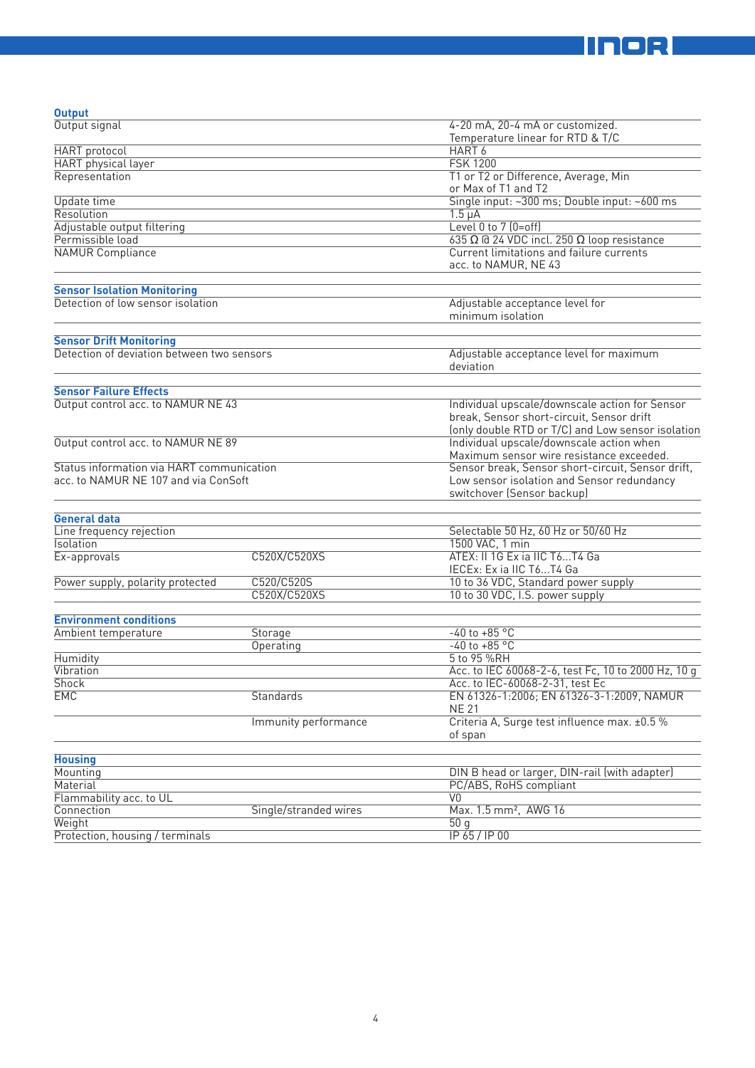## Output

| | | |
|---|---|---|
| Output signal | | 4-20 mA, 20-4 mA or customized. Temperature linear for RTD & T/C |
| HART protocol | | HART 6 |
| HART physical layer | | FSK 1200 |
| Representation | | T1 or T2 or Difference, Average, Min or Max of T1 and T2 |
| Update time | | Single input: ~300 ms; Double input: ~600 ms |
| Resolution | | 1.5 µA |
| Adjustable output filtering | | Level 0 to 7 (0=off) |
| Permissible load | | 635 Ω @ 24 VDC incl. 250 Ω loop resistance |
| NAMUR Compliance | | Current limitations and failure currents acc. to NAMUR, NE 43 |

## Sensor Isolation Monitoring

| | | |
|---|---|---|
| Detection of low sensor isolation | | Adjustable acceptance level for minimum isolation |

## Sensor Drift Monitoring

| | | |
|---|---|---|
| Detection of deviation between two sensors | | Adjustable acceptance level for maximum deviation |

## Sensor Failure Effects

| | | |
|---|---|---|
| Output control acc. to NAMUR NE 43 | | Individual upscale/downscale action for Sensor break, Sensor short-circuit, Sensor drift (only double RTD or T/C) and Low sensor isolation |
| Output control acc. to NAMUR NE 89 | | Individual upscale/downscale action when Maximum sensor wire resistance exceeded. |
| Status information via HART communication acc. to NAMUR NE 107 and via ConSoft | | Sensor break, Sensor short-circuit, Sensor drift, Low sensor isolation and Sensor redundancy switchover (Sensor backup) |

## General data

| | | |
|---|---|---|
| Line frequency rejection | | Selectable 50 Hz, 60 Hz or 50/60 Hz |
| Isolation | | 1500 VAC, 1 min |
| Ex-approvals | C520X/C520XS | ATEX: II 1G Ex ia IIC T6...T4 Ga<br>IECEx: Ex ia IIC T6...T4 Ga |
| Power supply, polarity protected | C520/C520S | 10 to 36 VDC, Standard power supply |
| | C520X/C520XS | 10 to 30 VDC, I.S. power supply |

## Environment conditions

| | | |
|---|---|---|
| Ambient temperature | Storage | -40 to +85 °C |
| | Operating | -40 to +85 °C |
| Humidity | | 5 to 95 %RH |
| Vibration | | Acc. to IEC 60068-2-6, test Fc, 10 to 2000 Hz, 10 g |
| Shock | | Acc. to IEC-60068-2-31, test Ec |
| EMC | Standards | EN 61326-1:2006; EN 61326-3-1:2009, NAMUR NE 21 |
| | Immunity performance | Criteria A, Surge test influence max. ±0.5 % of span |

## Housing

| | | |
|---|---|---|
| Mounting | | DIN B head or larger, DIN-rail (with adapter) |
| Material | | PC/ABS, RoHS compliant |
| Flammability acc. to UL | | V0 |
| Connection | Single/stranded wires | Max. 1.5 mm², AWG 16 |
| Weight | | 50 g |
| Protection, housing / terminals | | IP 65 / IP 00 |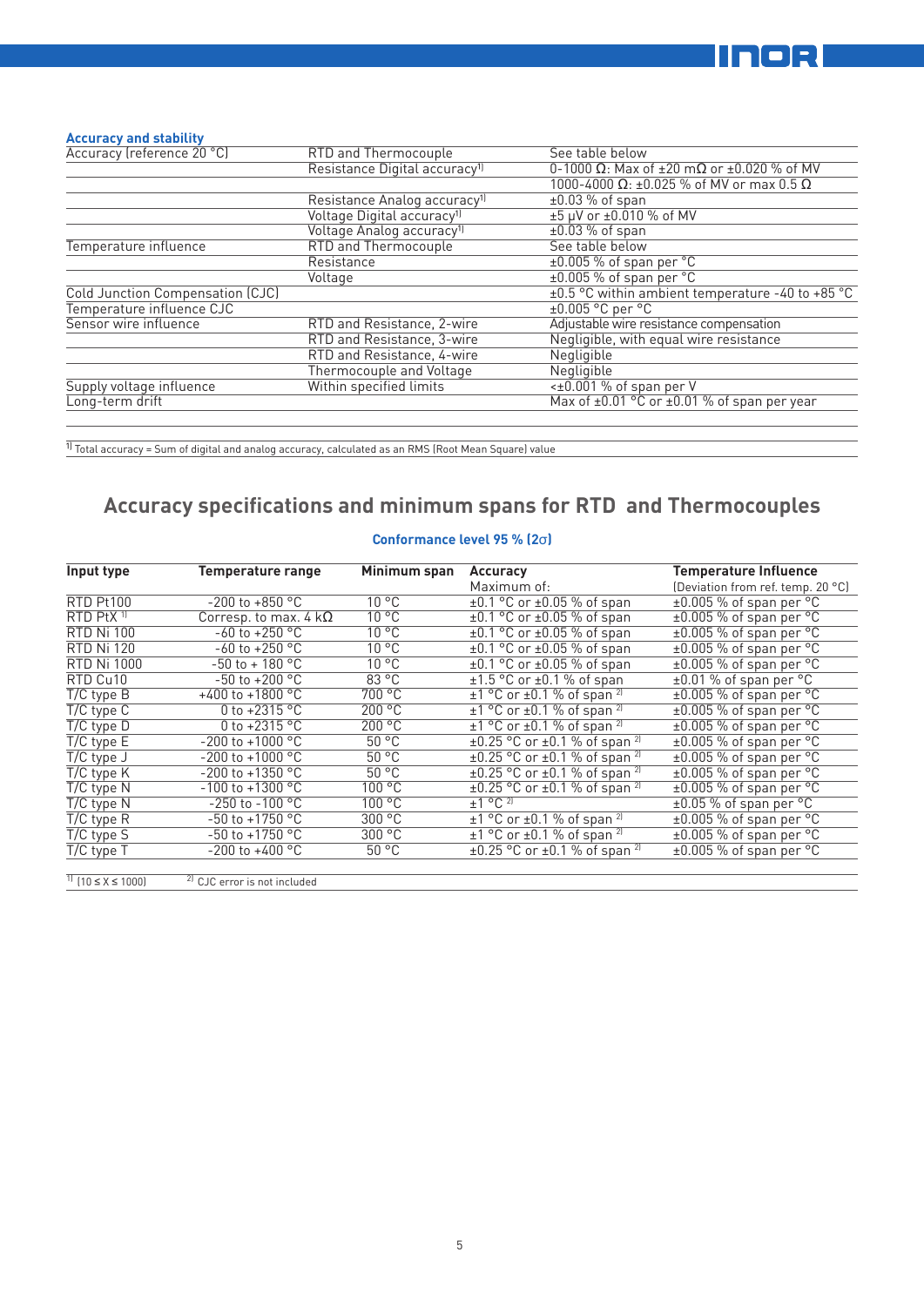### Accuracy and stability

| | | |
|---|---|---|
| Accuracy (reference 20 °C) | RTD and Thermocouple | See table below |
| | Resistance Digital accuracy[1] | 0-1000 Ω: Max of ±20 mΩ or ±0.020 % of MV |
| | | 1000-4000 Ω: ±0.025 % of MV or max 0.5 Ω |
| | Resistance Analog accuracy[1] | ±0.03 % of span |
| | Voltage Digital accuracy[1] | ±5 µV or ±0.010 % of MV |
| | Voltage Analog accuracy[1] | ±0.03 % of span |
| Temperature influence | RTD and Thermocouple | See table below |
| | Resistance | ±0.005 % of span per °C |
| | Voltage | ±0.005 % of span per °C |
| Cold Junction Compensation (CJC) | | ±0.5 °C within ambient temperature -40 to +85 °C |
| Temperature influence CJC | | ±0.005 °C per °C |
| Sensor wire influence | RTD and Resistance, 2-wire | Adjustable wire resistance compensation |
| | RTD and Resistance, 3-wire | Negligible, with equal wire resistance |
| | RTD and Resistance, 4-wire | Negligible |
| | Thermocouple and Voltage | Negligible |
| Supply voltage influence | Within specified limits | <±0.001 % of span per V |
| Long-term drift | | Max of ±0.01 °C or ±0.01 % of span per year |

[1] Total accuracy = Sum of digital and analog accuracy, calculated as an RMS (Root Mean Square) value

## Accuracy specifications and minimum spans for RTD and Thermocouples

**Conformance level 95 % (2σ)**

| Input type | Temperature range | Minimum span | Accuracy<br>Maximum of: | Temperature Influence<br>(Deviation from ref. temp. 20 °C) |
|---|---|---|---|---|
| RTD Pt100 | -200 to +850 °C | 10 °C | ±0.1 °C or ±0.05 % of span | ±0.005 % of span per °C |
| RTD PtX [1] | Corresp. to max. 4 kΩ | 10 °C | ±0.1 °C or ±0.05 % of span | ±0.005 % of span per °C |
| RTD Ni 100 | -60 to +250 °C | 10 °C | ±0.1 °C or ±0.05 % of span | ±0.005 % of span per °C |
| RTD Ni 120 | -60 to +250 °C | 10 °C | ±0.1 °C or ±0.05 % of span | ±0.005 % of span per °C |
| RTD Ni 1000 | -50 to + 180 °C | 10 °C | ±0.1 °C or ±0.05 % of span | ±0.005 % of span per °C |
| RTD Cu10 | -50 to +200 °C | 83 °C | ±1.5 °C or ±0.1 % of span | ±0.01 % of span per °C |
| T/C type B | +400 to +1800 °C | 700 °C | ±1 °C or ±0.1 % of span [2] | ±0.005 % of span per °C |
| T/C type C | 0 to +2315 °C | 200 °C | ±1 °C or ±0.1 % of span [2] | ±0.005 % of span per °C |
| T/C type D | 0 to +2315 °C | 200 °C | ±1 °C or ±0.1 % of span [2] | ±0.005 % of span per °C |
| T/C type E | -200 to +1000 °C | 50 °C | ±0.25 °C or ±0.1 % of span [2] | ±0.005 % of span per °C |
| T/C type J | -200 to +1000 °C | 50 °C | ±0.25 °C or ±0.1 % of span [2] | ±0.005 % of span per °C |
| T/C type K | -200 to +1350 °C | 50 °C | ±0.25 °C or ±0.1 % of span [2] | ±0.005 % of span per °C |
| T/C type N | -100 to +1300 °C | 100 °C | ±0.25 °C or ±0.1 % of span [2] | ±0.005 % of span per °C |
| T/C type N | -250 to -100 °C | 100 °C | ±1 °C [2] | ±0.05 % of span per °C |
| T/C type R | -50 to +1750 °C | 300 °C | ±1 °C or ±0.1 % of span [2] | ±0.005 % of span per °C |
| T/C type S | -50 to +1750 °C | 300 °C | ±1 °C or ±0.1 % of span [2] | ±0.005 % of span per °C |
| T/C type T | -200 to +400 °C | 50 °C | ±0.25 °C or ±0.1 % of span [2] | ±0.005 % of span per °C |

[1] $(10 \le X \le 1000)$ [2] CJC error is not included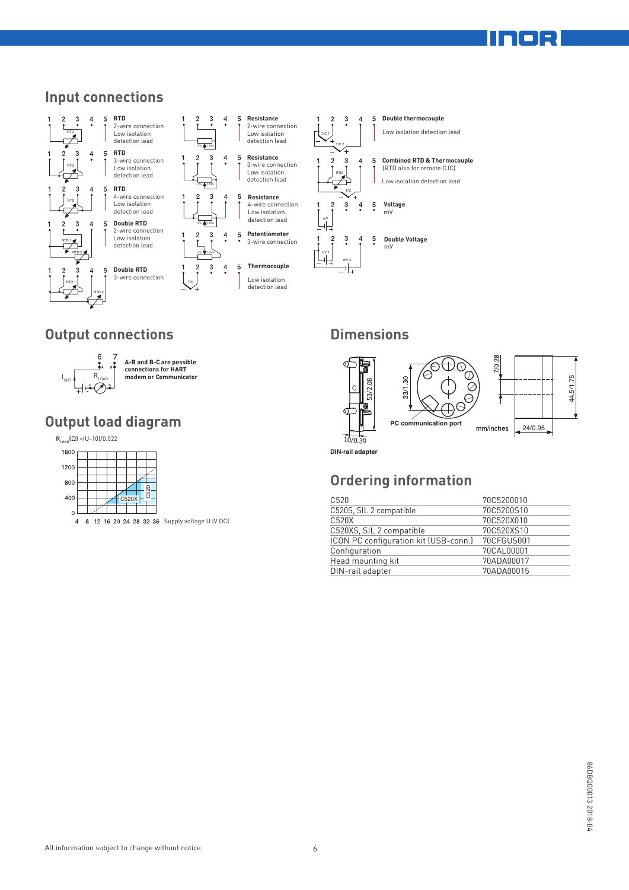## Input connections

1 2 3 4 5 **RTD**
2-wire connection
Low isolation detection lead

1 2 3 4 5 **RTD**
3-wire connection
Low isolation detection lead

1 2 3 4 5 **RTD**
4-wire connection
Low isolation detection lead

1 2 3 4 5 **Double RTD**
2-wire connection
Low isolation detection lead

1 2 3 4 5 **Double RTD**
3-wire connection

1 2 3 4 5 **Resistance**
2-wire connection
Low isolation detection lead

1 2 3 4 5 **Resistance**
3-wire connection
Low isolation detection lead

1 2 3 4 5 **Resistance**
4-wire connection
Low isolation detection lead

1 2 3 4 5 **Potentiometer**
3-wire connection

1 2 3 4 5 **Thermocouple**
Low isolation detection lead

1 2 3 4 5 **Double thermocouple**
Low isolation detection lead

1 2 3 4 5 **Combined RTD & Thermocouple**
(RTD also for remote CJC)
Low isolation detection lead

1 2 3 4 5 **Voltage**
mV

1 2 3 4 5 **Double Voltage**
mV

## Output connections

6 7

$I_{OUT}$ $R_{LOAD}$

**A-B and B-C are possible connections for HART modem or Communicator**

## Output load diagram

$R_{LOAD}(\Omega) = (U-10)/0.022$

1600
1200
800
400
0

C520X
C520

4 8 12 16 20 24 28 32 36 Supply voltage U (V DC)

## Dimensions

53/2.08

10/0.39

DIN-rail adapter

33/1.30

PC communication port

7/0.28

44.5/1.75

24/0.95

mm/inches

## Ordering information

| | |
|---|---|
| C520 | 70C5200010 |
| C520S, SIL 2 compatible | 70C5200S10 |
| C520X | 70C520X010 |
| C520XS, SIL 2 compatible | 70C520XS10 |
| ICON PC configuration kit (USB-conn.) | 70CFGUS001 |
| Configuration | 70CAL00001 |
| Head mounting kit | 70ADA00017 |
| DIN-rail adapter | 70ADA00015 |

86DBQ00013 2018-04

All information subject to change without notice.